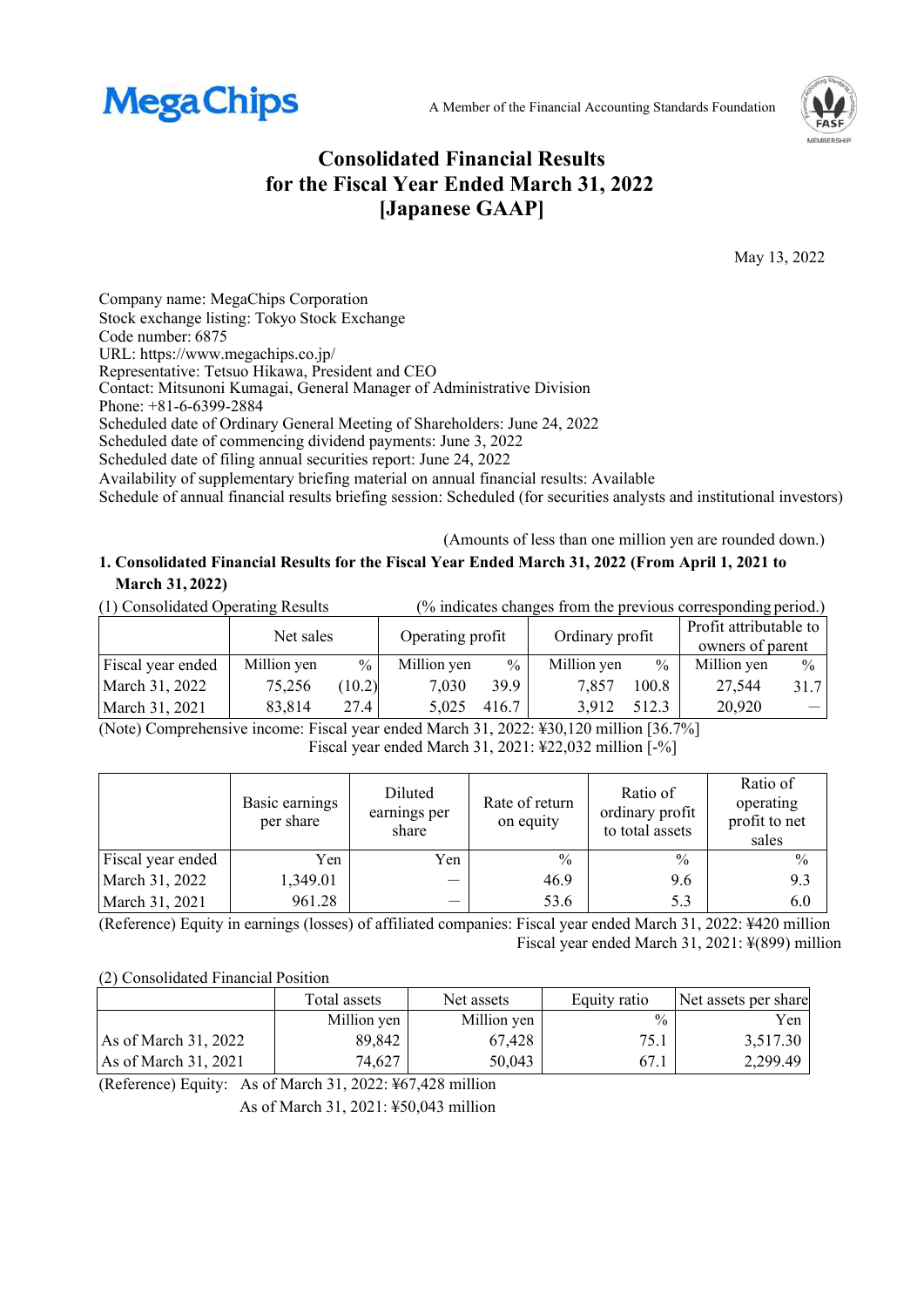MegaChips

A Member of the Financial Accounting Standards Foundation

# Consolidated Financial Results for the Fiscal Year Ended March 31, 2022 [Japanese GAAP]

May 13, 2022

Company name: MegaChips Corporation
Stock exchange listing: Tokyo Stock Exchange
Code number: 6875
URL: https://www.megachips.co.jp/
Representative: Tetsuo Hikawa, President and CEO
Contact: Mitsunoni Kumagai, General Manager of Administrative Division
Phone: +81-6-6399-2884
Scheduled date of Ordinary General Meeting of Shareholders: June 24, 2022
Scheduled date of commencing dividend payments: June 3, 2022
Scheduled date of filing annual securities report: June 24, 2022
Availability of supplementary briefing material on annual financial results: Available
Schedule of annual financial results briefing session: Scheduled (for securities analysts and institutional investors)

(Amounts of less than one million yen are rounded down.)

## 1. Consolidated Financial Results for the Fiscal Year Ended March 31, 2022 (From April 1, 2021 to March 31, 2022)

(1) Consolidated Operating Results (% indicates changes from the previous corresponding period.)

| | Net sales | | Operating profit | | Ordinary profit | | Profit attributable to owners of parent | |
|---|---|---|---|---|---|---|---|---|
| Fiscal year ended | Million yen | % | Million yen | % | Million yen | % | Million yen | % |
| March 31, 2022 | 75,256 | (10.2) | 7,030 | 39.9 | 7,857 | 100.8 | 27,544 | 31.7 |
| March 31, 2021 | 83,814 | 27.4 | 5,025 | 416.7 | 3,912 | 512.3 | 20,920 | — |

(Note) Comprehensive income: Fiscal year ended March 31, 2022: ¥30,120 million [36.7%]
Fiscal year ended March 31, 2021: ¥22,032 million [-%]

| | Basic earnings per share | Diluted earnings per share | Rate of return on equity | Ratio of ordinary profit to total assets | Ratio of operating profit to net sales |
|---|---|---|---|---|---|
| Fiscal year ended | Yen | Yen | % | % | % |
| March 31, 2022 | 1,349.01 | — | 46.9 | 9.6 | 9.3 |
| March 31, 2021 | 961.28 | — | 53.6 | 5.3 | 6.0 |

(Reference) Equity in earnings (losses) of affiliated companies: Fiscal year ended March 31, 2022: ¥420 million
Fiscal year ended March 31, 2021: ¥(899) million

(2) Consolidated Financial Position

| | Total assets | Net assets | Equity ratio | Net assets per share |
|---|---|---|---|---|
| | Million yen | Million yen | % | Yen |
| As of March 31, 2022 | 89,842 | 67,428 | 75.1 | 3,517.30 |
| As of March 31, 2021 | 74,627 | 50,043 | 67.1 | 2,299.49 |

(Reference) Equity: As of March 31, 2022: ¥67,428 million
As of March 31, 2021: ¥50,043 million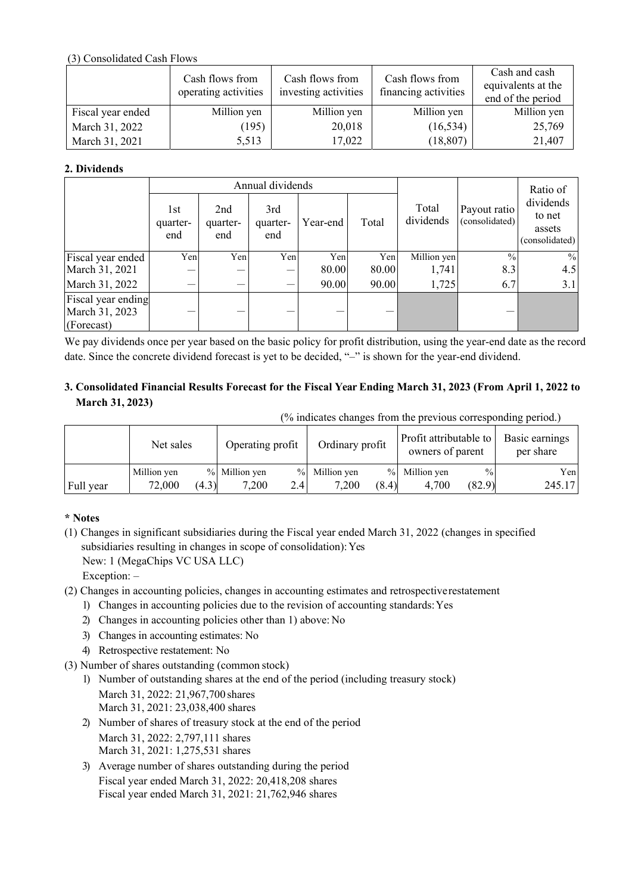(3) Consolidated Cash Flows

| | Cash flows from operating activities | Cash flows from investing activities | Cash flows from financing activities | Cash and cash equivalents at the end of the period |
|---|---|---|---|---|
| Fiscal year ended | Million yen | Million yen | Million yen | Million yen |
| March 31, 2022 | (195) | 20,018 | (16,534) | 25,769 |
| March 31, 2021 | 5,513 | 17,022 | (18,807) | 21,407 |

**2. Dividends**

| | Annual dividends | | | | | Total dividends | Payout ratio (consolidated) | Ratio of dividends to net assets (consolidated) |
|---|---|---|---|---|---|---|---|---|
| | 1st quarter-end | 2nd quarter-end | 3rd quarter-end | Year-end | Total | | | |
| Fiscal year ended | Yen | Yen | Yen | Yen | Yen | Million yen | % | % |
| March 31, 2021 | — | — | — | 80.00 | 80.00 | 1,741 | 8.3 | 4.5 |
| March 31, 2022 | — | — | — | 90.00 | 90.00 | 1,725 | 6.7 | 3.1 |
| Fiscal year ending March 31, 2023 (Forecast) | — | — | — | — | — | | — | |

We pay dividends once per year based on the basic policy for profit distribution, using the year-end date as the record date. Since the concrete dividend forecast is yet to be decided, "–" is shown for the year-end dividend.

**3. Consolidated Financial Results Forecast for the Fiscal Year Ending March 31, 2023 (From April 1, 2022 to March 31, 2023)**

(% indicates changes from the previous corresponding period.)

| | Net sales | | Operating profit | | Ordinary profit | | Profit attributable to owners of parent | | Basic earnings per share |
|---|---|---|---|---|---|---|---|---|---|
| | Million yen | % | Million yen | % | Million yen | % | Million yen | % | Yen |
| Full year | 72,000 | (4.3) | 7,200 | 2.4 | 7,200 | (8.4) | 4,700 | (82.9) | 245.17 |

**\* Notes**

(1) Changes in significant subsidiaries during the Fiscal year ended March 31, 2022 (changes in specified subsidiaries resulting in changes in scope of consolidation): Yes
New: 1 (MegaChips VC USA LLC)
Exception: –

(2) Changes in accounting policies, changes in accounting estimates and retrospective restatement
1) Changes in accounting policies due to the revision of accounting standards: Yes
2) Changes in accounting policies other than 1) above: No
3) Changes in accounting estimates: No
4) Retrospective restatement: No

(3) Number of shares outstanding (common stock)
1) Number of outstanding shares at the end of the period (including treasury stock)
March 31, 2022: 21,967,700 shares
March 31, 2021: 23,038,400 shares
2) Number of shares of treasury stock at the end of the period
March 31, 2022: 2,797,111 shares
March 31, 2021: 1,275,531 shares
3) Average number of shares outstanding during the period
Fiscal year ended March 31, 2022: 20,418,208 shares
Fiscal year ended March 31, 2021: 21,762,946 shares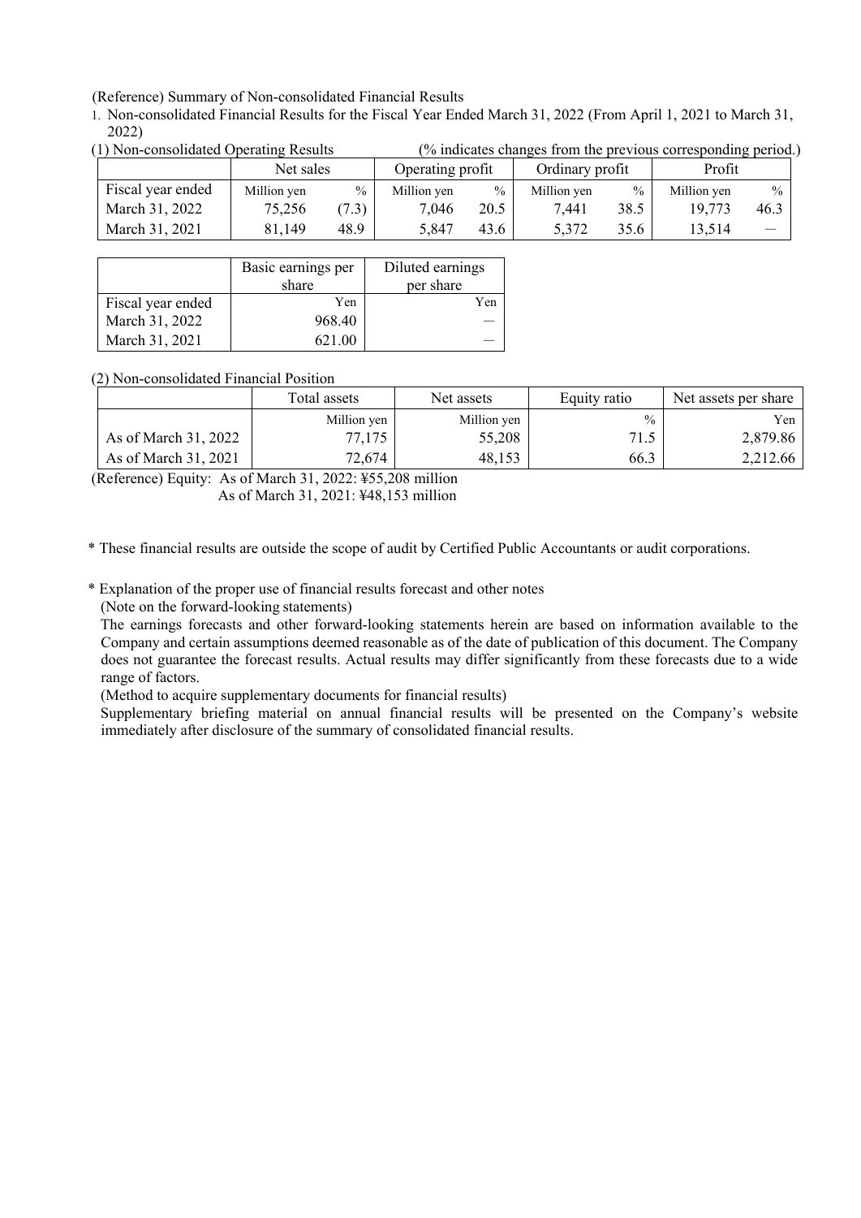(Reference) Summary of Non-consolidated Financial Results

1. Non-consolidated Financial Results for the Fiscal Year Ended March 31, 2022 (From April 1, 2021 to March 31, 2022)

(1) Non-consolidated Operating Results (% indicates changes from the previous corresponding period.)

| | Net sales | | Operating profit | | Ordinary profit | | Profit | |
|---|---|---|---|---|---|---|---|---|
| Fiscal year ended | Million yen | % | Million yen | % | Million yen | % | Million yen | % |
| March 31, 2022 | 75,256 | (7.3) | 7,046 | 20.5 | 7,441 | 38.5 | 19,773 | 46.3 |
| March 31, 2021 | 81,149 | 48.9 | 5,847 | 43.6 | 5,372 | 35.6 | 13,514 | — |

| | Basic earnings per share | Diluted earnings per share |
|---|---|---|
| Fiscal year ended | Yen | Yen |
| March 31, 2022 | 968.40 | — |
| March 31, 2021 | 621.00 | — |

(2) Non-consolidated Financial Position

| | Total assets | Net assets | Equity ratio | Net assets per share |
|---|---|---|---|---|
| | Million yen | Million yen | % | Yen |
| As of March 31, 2022 | 77,175 | 55,208 | 71.5 | 2,879.86 |
| As of March 31, 2021 | 72,674 | 48,153 | 66.3 | 2,212.66 |

(Reference) Equity: As of March 31, 2022: ¥55,208 million
As of March 31, 2021: ¥48,153 million

\* These financial results are outside the scope of audit by Certified Public Accountants or audit corporations.

\* Explanation of the proper use of financial results forecast and other notes

(Note on the forward-looking statements)

The earnings forecasts and other forward-looking statements herein are based on information available to the Company and certain assumptions deemed reasonable as of the date of publication of this document. The Company does not guarantee the forecast results. Actual results may differ significantly from these forecasts due to a wide range of factors.

(Method to acquire supplementary documents for financial results)

Supplementary briefing material on annual financial results will be presented on the Company's website immediately after disclosure of the summary of consolidated financial results.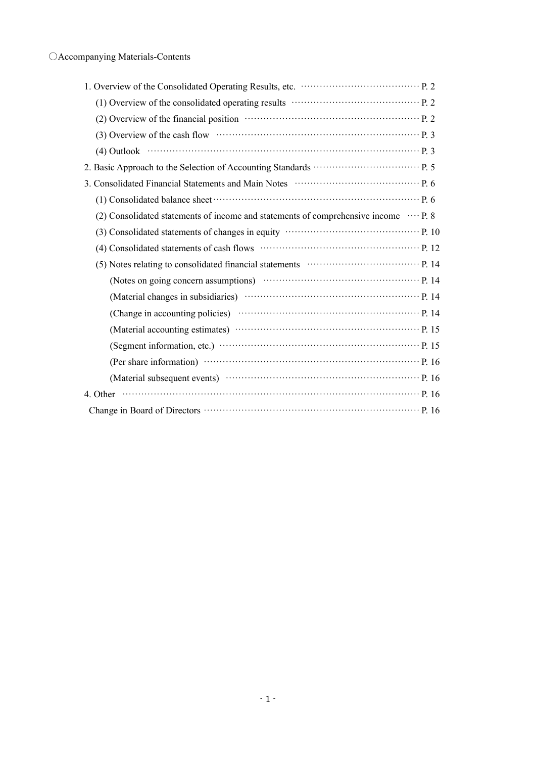○Accompanying Materials-Contents

1. Overview of the Consolidated Operating Results, etc. ······································ P. 2
   - (1) Overview of the consolidated operating results ········································ P. 2
   - (2) Overview of the financial position ························································ P. 2
   - (3) Overview of the cash flow ································································· P. 3
   - (4) Outlook ······································································································ P. 3
2. Basic Approach to the Selection of Accounting Standards ································· P. 5
3. Consolidated Financial Statements and Main Notes ········································ P. 6
   - (1) Consolidated balance sheet ································································· P. 6
   - (2) Consolidated statements of income and statements of comprehensive income ···· P. 8
   - (3) Consolidated statements of changes in equity ············································ P. 10
   - (4) Consolidated statements of cash flows ···················································· P. 12
   - (5) Notes relating to consolidated financial statements ···································· P. 14
     - (Notes on going concern assumptions) ··················································· P. 14
     - (Material changes in subsidiaries) ························································· P. 14
     - (Change in accounting policies) ···························································· P. 14
     - (Material accounting estimates) ···························································· P. 15
     - (Segment information, etc.) ································································· P. 15
     - (Per share information) ······································································ P. 16
     - (Material subsequent events) ······························································ P. 16
4. Other ·············································································································· P. 16
   - Change in Board of Directors ······································································ P. 16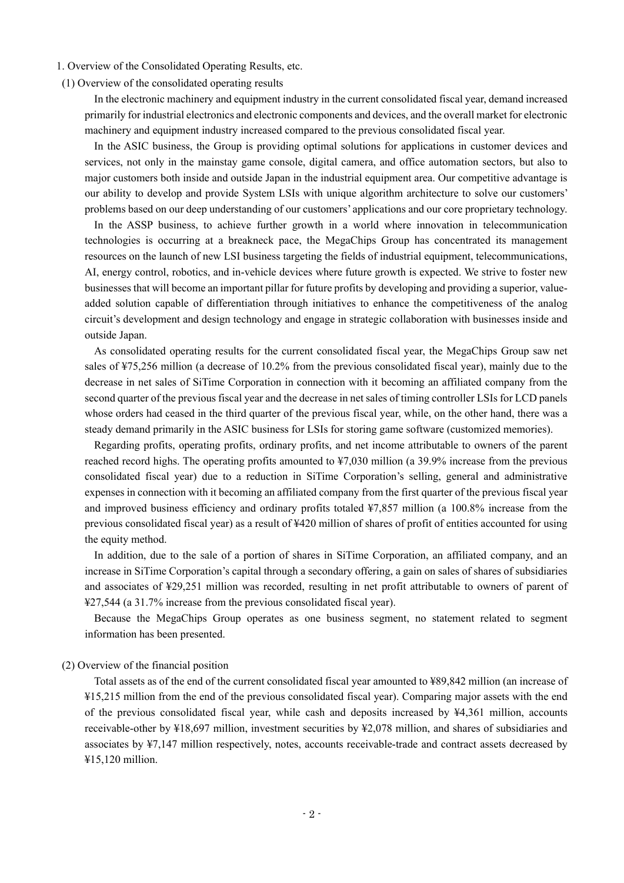## 1. Overview of the Consolidated Operating Results, etc.

### (1) Overview of the consolidated operating results

In the electronic machinery and equipment industry in the current consolidated fiscal year, demand increased primarily for industrial electronics and electronic components and devices, and the overall market for electronic machinery and equipment industry increased compared to the previous consolidated fiscal year.

In the ASIC business, the Group is providing optimal solutions for applications in customer devices and services, not only in the mainstay game console, digital camera, and office automation sectors, but also to major customers both inside and outside Japan in the industrial equipment area. Our competitive advantage is our ability to develop and provide System LSIs with unique algorithm architecture to solve our customers' problems based on our deep understanding of our customers' applications and our core proprietary technology.

In the ASSP business, to achieve further growth in a world where innovation in telecommunication technologies is occurring at a breakneck pace, the MegaChips Group has concentrated its management resources on the launch of new LSI business targeting the fields of industrial equipment, telecommunications, AI, energy control, robotics, and in-vehicle devices where future growth is expected. We strive to foster new businesses that will become an important pillar for future profits by developing and providing a superior, value-added solution capable of differentiation through initiatives to enhance the competitiveness of the analog circuit's development and design technology and engage in strategic collaboration with businesses inside and outside Japan.

As consolidated operating results for the current consolidated fiscal year, the MegaChips Group saw net sales of ¥75,256 million (a decrease of 10.2% from the previous consolidated fiscal year), mainly due to the decrease in net sales of SiTime Corporation in connection with it becoming an affiliated company from the second quarter of the previous fiscal year and the decrease in net sales of timing controller LSIs for LCD panels whose orders had ceased in the third quarter of the previous fiscal year, while, on the other hand, there was a steady demand primarily in the ASIC business for LSIs for storing game software (customized memories).

Regarding profits, operating profits, ordinary profits, and net income attributable to owners of the parent reached record highs. The operating profits amounted to ¥7,030 million (a 39.9% increase from the previous consolidated fiscal year) due to a reduction in SiTime Corporation's selling, general and administrative expenses in connection with it becoming an affiliated company from the first quarter of the previous fiscal year and improved business efficiency and ordinary profits totaled ¥7,857 million (a 100.8% increase from the previous consolidated fiscal year) as a result of ¥420 million of shares of profit of entities accounted for using the equity method.

In addition, due to the sale of a portion of shares in SiTime Corporation, an affiliated company, and an increase in SiTime Corporation's capital through a secondary offering, a gain on sales of shares of subsidiaries and associates of ¥29,251 million was recorded, resulting in net profit attributable to owners of parent of ¥27,544 (a 31.7% increase from the previous consolidated fiscal year).

Because the MegaChips Group operates as one business segment, no statement related to segment information has been presented.

### (2) Overview of the financial position

Total assets as of the end of the current consolidated fiscal year amounted to ¥89,842 million (an increase of ¥15,215 million from the end of the previous consolidated fiscal year). Comparing major assets with the end of the previous consolidated fiscal year, while cash and deposits increased by ¥4,361 million, accounts receivable-other by ¥18,697 million, investment securities by ¥2,078 million, and shares of subsidiaries and associates by ¥7,147 million respectively, notes, accounts receivable-trade and contract assets decreased by ¥15,120 million.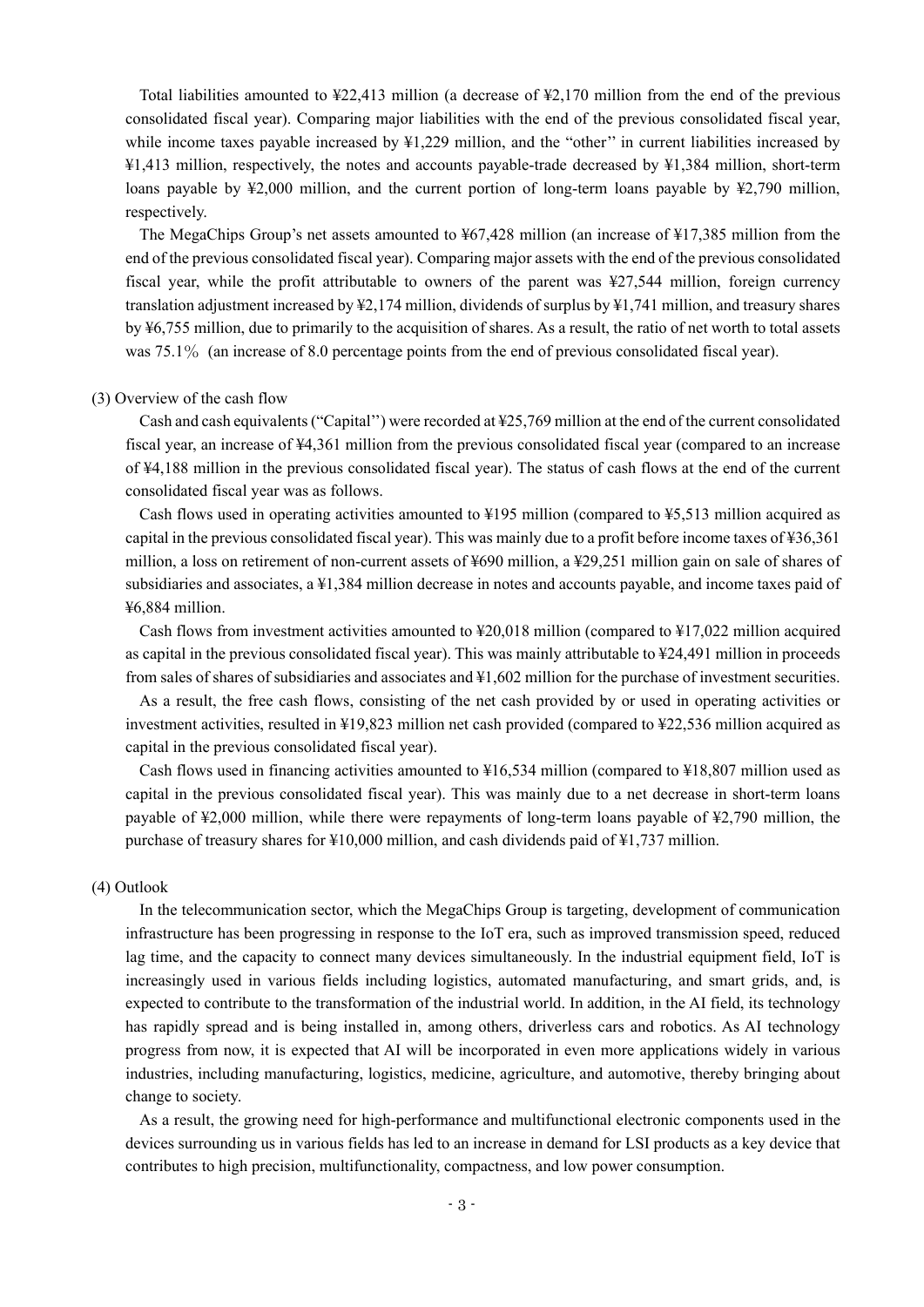Total liabilities amounted to ¥22,413 million (a decrease of ¥2,170 million from the end of the previous consolidated fiscal year). Comparing major liabilities with the end of the previous consolidated fiscal year, while income taxes payable increased by ¥1,229 million, and the "other'' in current liabilities increased by ¥1,413 million, respectively, the notes and accounts payable-trade decreased by ¥1,384 million, short-term loans payable by ¥2,000 million, and the current portion of long-term loans payable by ¥2,790 million, respectively.

The MegaChips Group's net assets amounted to ¥67,428 million (an increase of ¥17,385 million from the end of the previous consolidated fiscal year). Comparing major assets with the end of the previous consolidated fiscal year, while the profit attributable to owners of the parent was ¥27,544 million, foreign currency translation adjustment increased by ¥2,174 million, dividends of surplus by ¥1,741 million, and treasury shares by ¥6,755 million, due to primarily to the acquisition of shares. As a result, the ratio of net worth to total assets was 75.1% (an increase of 8.0 percentage points from the end of previous consolidated fiscal year).

(3) Overview of the cash flow

Cash and cash equivalents ("Capital'') were recorded at ¥25,769 million at the end of the current consolidated fiscal year, an increase of ¥4,361 million from the previous consolidated fiscal year (compared to an increase of ¥4,188 million in the previous consolidated fiscal year). The status of cash flows at the end of the current consolidated fiscal year was as follows.

Cash flows used in operating activities amounted to ¥195 million (compared to ¥5,513 million acquired as capital in the previous consolidated fiscal year). This was mainly due to a profit before income taxes of ¥36,361 million, a loss on retirement of non-current assets of ¥690 million, a ¥29,251 million gain on sale of shares of subsidiaries and associates, a ¥1,384 million decrease in notes and accounts payable, and income taxes paid of ¥6,884 million.

Cash flows from investment activities amounted to ¥20,018 million (compared to ¥17,022 million acquired as capital in the previous consolidated fiscal year). This was mainly attributable to ¥24,491 million in proceeds from sales of shares of subsidiaries and associates and ¥1,602 million for the purchase of investment securities.

As a result, the free cash flows, consisting of the net cash provided by or used in operating activities or investment activities, resulted in ¥19,823 million net cash provided (compared to ¥22,536 million acquired as capital in the previous consolidated fiscal year).

Cash flows used in financing activities amounted to ¥16,534 million (compared to ¥18,807 million used as capital in the previous consolidated fiscal year). This was mainly due to a net decrease in short-term loans payable of ¥2,000 million, while there were repayments of long-term loans payable of ¥2,790 million, the purchase of treasury shares for ¥10,000 million, and cash dividends paid of ¥1,737 million.

(4) Outlook

In the telecommunication sector, which the MegaChips Group is targeting, development of communication infrastructure has been progressing in response to the IoT era, such as improved transmission speed, reduced lag time, and the capacity to connect many devices simultaneously. In the industrial equipment field, IoT is increasingly used in various fields including logistics, automated manufacturing, and smart grids, and, is expected to contribute to the transformation of the industrial world. In addition, in the AI field, its technology has rapidly spread and is being installed in, among others, driverless cars and robotics. As AI technology progress from now, it is expected that AI will be incorporated in even more applications widely in various industries, including manufacturing, logistics, medicine, agriculture, and automotive, thereby bringing about change to society.

As a result, the growing need for high-performance and multifunctional electronic components used in the devices surrounding us in various fields has led to an increase in demand for LSI products as a key device that contributes to high precision, multifunctionality, compactness, and low power consumption.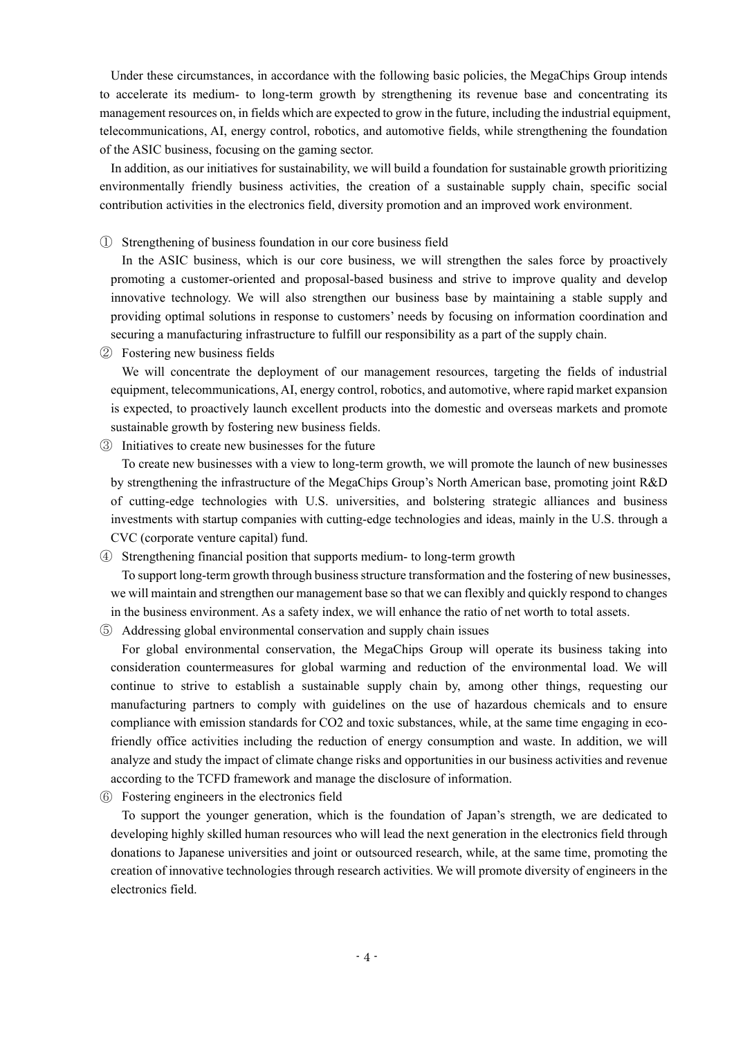Under these circumstances, in accordance with the following basic policies, the MegaChips Group intends to accelerate its medium- to long-term growth by strengthening its revenue base and concentrating its management resources on, in fields which are expected to grow in the future, including the industrial equipment, telecommunications, AI, energy control, robotics, and automotive fields, while strengthening the foundation of the ASIC business, focusing on the gaming sector.

In addition, as our initiatives for sustainability, we will build a foundation for sustainable growth prioritizing environmentally friendly business activities, the creation of a sustainable supply chain, specific social contribution activities in the electronics field, diversity promotion and an improved work environment.

① Strengthening of business foundation in our core business field

In the ASIC business, which is our core business, we will strengthen the sales force by proactively promoting a customer-oriented and proposal-based business and strive to improve quality and develop innovative technology. We will also strengthen our business base by maintaining a stable supply and providing optimal solutions in response to customers' needs by focusing on information coordination and securing a manufacturing infrastructure to fulfill our responsibility as a part of the supply chain.

② Fostering new business fields

We will concentrate the deployment of our management resources, targeting the fields of industrial equipment, telecommunications, AI, energy control, robotics, and automotive, where rapid market expansion is expected, to proactively launch excellent products into the domestic and overseas markets and promote sustainable growth by fostering new business fields.

③ Initiatives to create new businesses for the future

To create new businesses with a view to long-term growth, we will promote the launch of new businesses by strengthening the infrastructure of the MegaChips Group's North American base, promoting joint R&D of cutting-edge technologies with U.S. universities, and bolstering strategic alliances and business investments with startup companies with cutting-edge technologies and ideas, mainly in the U.S. through a CVC (corporate venture capital) fund.

④ Strengthening financial position that supports medium- to long-term growth

To support long-term growth through business structure transformation and the fostering of new businesses, we will maintain and strengthen our management base so that we can flexibly and quickly respond to changes in the business environment. As a safety index, we will enhance the ratio of net worth to total assets.

⑤ Addressing global environmental conservation and supply chain issues

For global environmental conservation, the MegaChips Group will operate its business taking into consideration countermeasures for global warming and reduction of the environmental load. We will continue to strive to establish a sustainable supply chain by, among other things, requesting our manufacturing partners to comply with guidelines on the use of hazardous chemicals and to ensure compliance with emission standards for $CO_2$ and toxic substances, while, at the same time engaging in eco-friendly office activities including the reduction of energy consumption and waste. In addition, we will analyze and study the impact of climate change risks and opportunities in our business activities and revenue according to the TCFD framework and manage the disclosure of information.

⑥ Fostering engineers in the electronics field

To support the younger generation, which is the foundation of Japan's strength, we are dedicated to developing highly skilled human resources who will lead the next generation in the electronics field through donations to Japanese universities and joint or outsourced research, while, at the same time, promoting the creation of innovative technologies through research activities. We will promote diversity of engineers in the electronics field.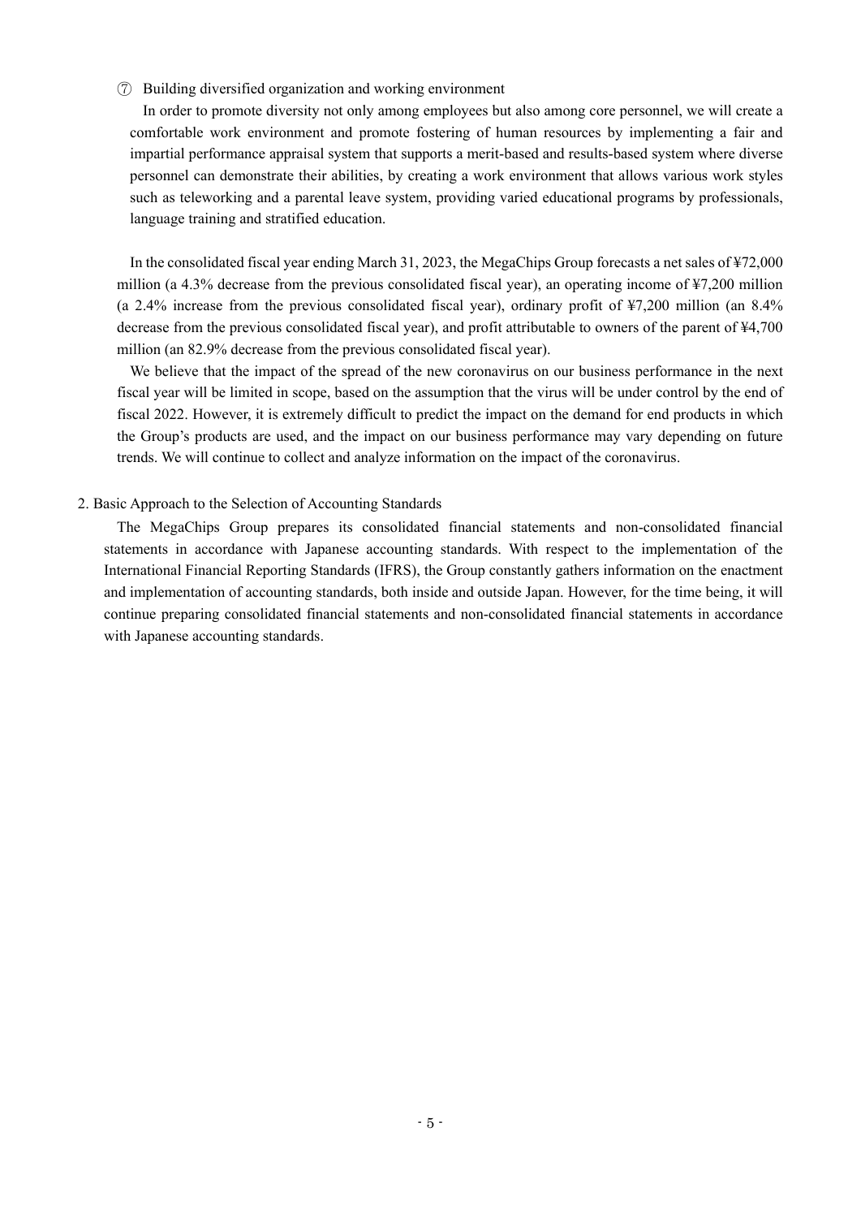⑦ Building diversified organization and working environment

In order to promote diversity not only among employees but also among core personnel, we will create a comfortable work environment and promote fostering of human resources by implementing a fair and impartial performance appraisal system that supports a merit-based and results-based system where diverse personnel can demonstrate their abilities, by creating a work environment that allows various work styles such as teleworking and a parental leave system, providing varied educational programs by professionals, language training and stratified education.

In the consolidated fiscal year ending March 31, 2023, the MegaChips Group forecasts a net sales of ¥72,000 million (a 4.3% decrease from the previous consolidated fiscal year), an operating income of ¥7,200 million (a 2.4% increase from the previous consolidated fiscal year), ordinary profit of ¥7,200 million (an 8.4% decrease from the previous consolidated fiscal year), and profit attributable to owners of the parent of ¥4,700 million (an 82.9% decrease from the previous consolidated fiscal year).

We believe that the impact of the spread of the new coronavirus on our business performance in the next fiscal year will be limited in scope, based on the assumption that the virus will be under control by the end of fiscal 2022. However, it is extremely difficult to predict the impact on the demand for end products in which the Group's products are used, and the impact on our business performance may vary depending on future trends. We will continue to collect and analyze information on the impact of the coronavirus.

## 2. Basic Approach to the Selection of Accounting Standards

The MegaChips Group prepares its consolidated financial statements and non-consolidated financial statements in accordance with Japanese accounting standards. With respect to the implementation of the International Financial Reporting Standards (IFRS), the Group constantly gathers information on the enactment and implementation of accounting standards, both inside and outside Japan. However, for the time being, it will continue preparing consolidated financial statements and non-consolidated financial statements in accordance with Japanese accounting standards.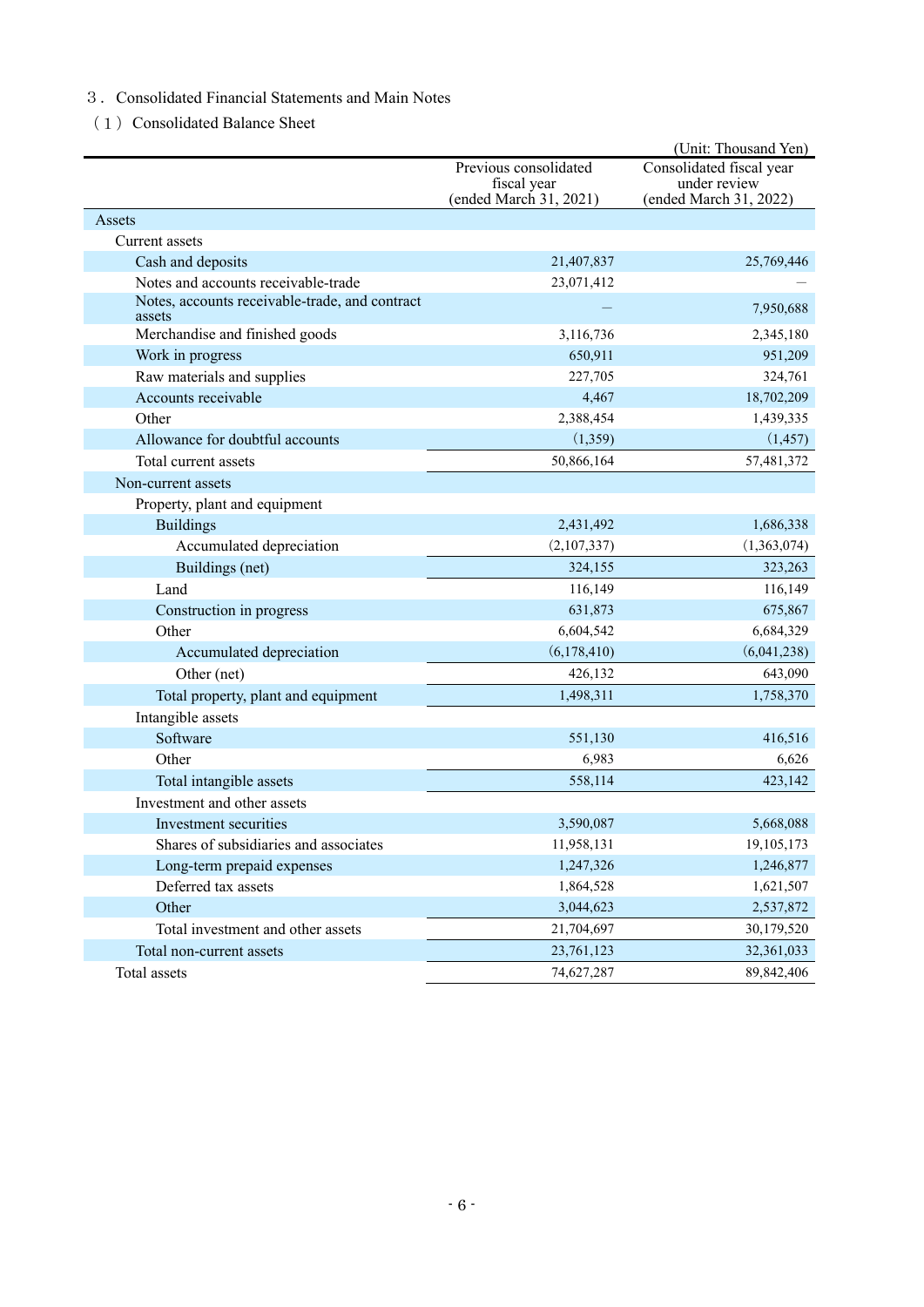3． Consolidated Financial Statements and Main Notes

（1） Consolidated Balance Sheet

(Unit: Thousand Yen)

| | Previous consolidated fiscal year (ended March 31, 2021) | Consolidated fiscal year under review (ended March 31, 2022) |
|---|---|---|
| Assets | | |
| Current assets | | |
| Cash and deposits | 21,407,837 | 25,769,446 |
| Notes and accounts receivable-trade | 23,071,412 | — |
| Notes, accounts receivable-trade, and contract assets | — | 7,950,688 |
| Merchandise and finished goods | 3,116,736 | 2,345,180 |
| Work in progress | 650,911 | 951,209 |
| Raw materials and supplies | 227,705 | 324,761 |
| Accounts receivable | 4,467 | 18,702,209 |
| Other | 2,388,454 | 1,439,335 |
| Allowance for doubtful accounts | (1,359) | (1,457) |
| Total current assets | 50,866,164 | 57,481,372 |
| Non-current assets | | |
| Property, plant and equipment | | |
| Buildings | 2,431,492 | 1,686,338 |
| Accumulated depreciation | (2,107,337) | (1,363,074) |
| Buildings (net) | 324,155 | 323,263 |
| Land | 116,149 | 116,149 |
| Construction in progress | 631,873 | 675,867 |
| Other | 6,604,542 | 6,684,329 |
| Accumulated depreciation | (6,178,410) | (6,041,238) |
| Other (net) | 426,132 | 643,090 |
| Total property, plant and equipment | 1,498,311 | 1,758,370 |
| Intangible assets | | |
| Software | 551,130 | 416,516 |
| Other | 6,983 | 6,626 |
| Total intangible assets | 558,114 | 423,142 |
| Investment and other assets | | |
| Investment securities | 3,590,087 | 5,668,088 |
| Shares of subsidiaries and associates | 11,958,131 | 19,105,173 |
| Long-term prepaid expenses | 1,247,326 | 1,246,877 |
| Deferred tax assets | 1,864,528 | 1,621,507 |
| Other | 3,044,623 | 2,537,872 |
| Total investment and other assets | 21,704,697 | 30,179,520 |
| Total non-current assets | 23,761,123 | 32,361,033 |
| Total assets | 74,627,287 | 89,842,406 |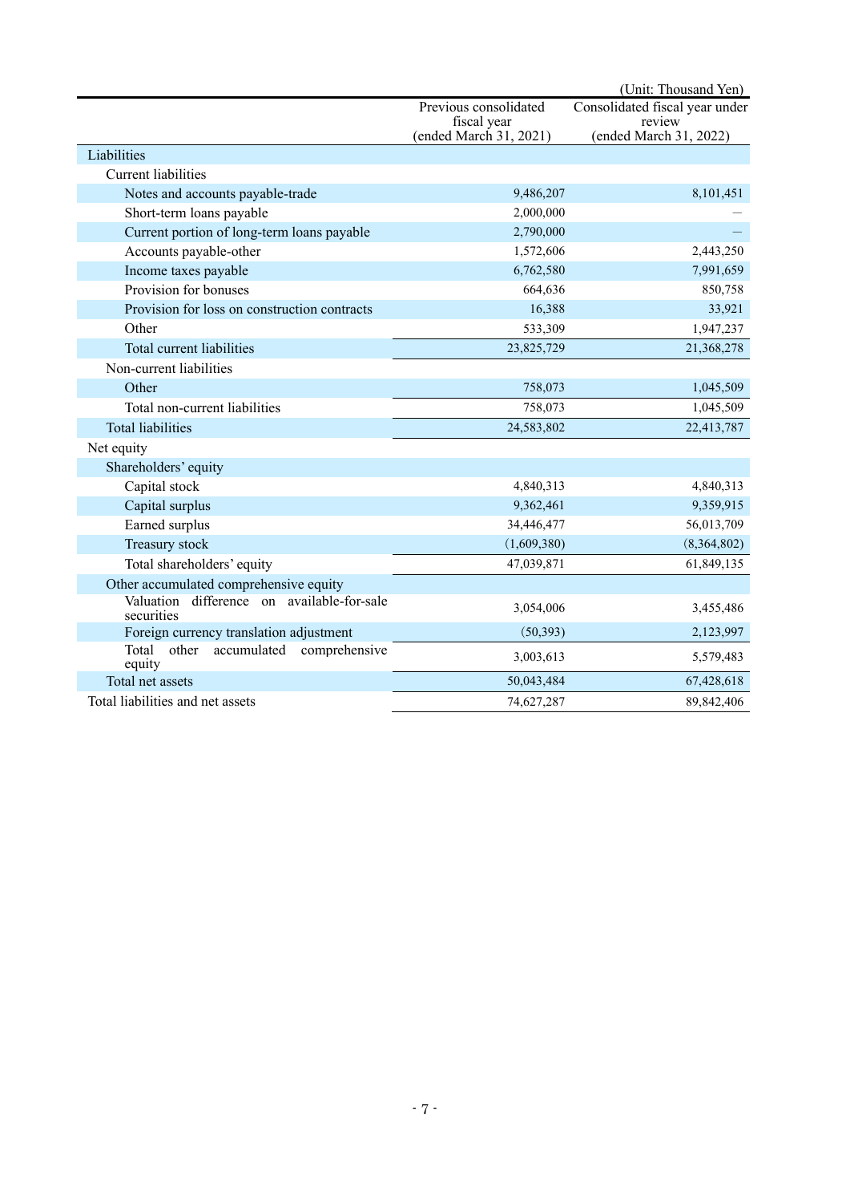(Unit: Thousand Yen)

| | Previous consolidated fiscal year (ended March 31, 2021) | Consolidated fiscal year under review (ended March 31, 2022) |
|---|---|---|
| Liabilities | | |
| Current liabilities | | |
| Notes and accounts payable-trade | 9,486,207 | 8,101,451 |
| Short-term loans payable | 2,000,000 | — |
| Current portion of long-term loans payable | 2,790,000 | — |
| Accounts payable-other | 1,572,606 | 2,443,250 |
| Income taxes payable | 6,762,580 | 7,991,659 |
| Provision for bonuses | 664,636 | 850,758 |
| Provision for loss on construction contracts | 16,388 | 33,921 |
| Other | 533,309 | 1,947,237 |
| Total current liabilities | 23,825,729 | 21,368,278 |
| Non-current liabilities | | |
| Other | 758,073 | 1,045,509 |
| Total non-current liabilities | 758,073 | 1,045,509 |
| Total liabilities | 24,583,802 | 22,413,787 |
| Net equity | | |
| Shareholders' equity | | |
| Capital stock | 4,840,313 | 4,840,313 |
| Capital surplus | 9,362,461 | 9,359,915 |
| Earned surplus | 34,446,477 | 56,013,709 |
| Treasury stock | (1,609,380) | (8,364,802) |
| Total shareholders' equity | 47,039,871 | 61,849,135 |
| Other accumulated comprehensive equity | | |
| Valuation difference on available-for-sale securities | 3,054,006 | 3,455,486 |
| Foreign currency translation adjustment | (50,393) | 2,123,997 |
| Total other accumulated comprehensive equity | 3,003,613 | 5,579,483 |
| Total net assets | 50,043,484 | 67,428,618 |
| Total liabilities and net assets | 74,627,287 | 89,842,406 |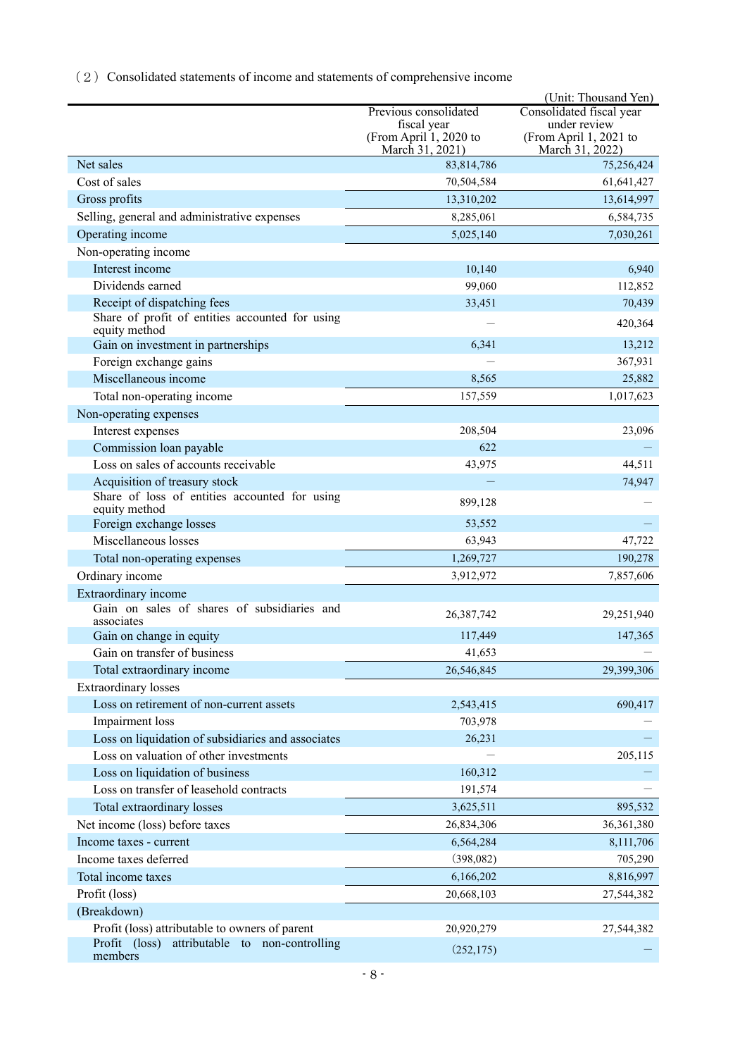（２）Consolidated statements of income and statements of comprehensive income

(Unit: Thousand Yen)

| | Previous consolidated fiscal year (From April 1, 2020 to March 31, 2021) | Consolidated fiscal year under review (From April 1, 2021 to March 31, 2022) |
|---|---|---|
| Net sales | 83,814,786 | 75,256,424 |
| Cost of sales | 70,504,584 | 61,641,427 |
| Gross profits | 13,310,202 | 13,614,997 |
| Selling, general and administrative expenses | 8,285,061 | 6,584,735 |
| Operating income | 5,025,140 | 7,030,261 |
| Non-operating income | | |
| Interest income | 10,140 | 6,940 |
| Dividends earned | 99,060 | 112,852 |
| Receipt of dispatching fees | 33,451 | 70,439 |
| Share of profit of entities accounted for using equity method | — | 420,364 |
| Gain on investment in partnerships | 6,341 | 13,212 |
| Foreign exchange gains | — | 367,931 |
| Miscellaneous income | 8,565 | 25,882 |
| Total non-operating income | 157,559 | 1,017,623 |
| Non-operating expenses | | |
| Interest expenses | 208,504 | 23,096 |
| Commission loan payable | 622 | — |
| Loss on sales of accounts receivable | 43,975 | 44,511 |
| Acquisition of treasury stock | — | 74,947 |
| Share of loss of entities accounted for using equity method | 899,128 | — |
| Foreign exchange losses | 53,552 | — |
| Miscellaneous losses | 63,943 | 47,722 |
| Total non-operating expenses | 1,269,727 | 190,278 |
| Ordinary income | 3,912,972 | 7,857,606 |
| Extraordinary income | | |
| Gain on sales of shares of subsidiaries and associates | 26,387,742 | 29,251,940 |
| Gain on change in equity | 117,449 | 147,365 |
| Gain on transfer of business | 41,653 | — |
| Total extraordinary income | 26,546,845 | 29,399,306 |
| Extraordinary losses | | |
| Loss on retirement of non-current assets | 2,543,415 | 690,417 |
| Impairment loss | 703,978 | — |
| Loss on liquidation of subsidiaries and associates | 26,231 | — |
| Loss on valuation of other investments | — | 205,115 |
| Loss on liquidation of business | 160,312 | — |
| Loss on transfer of leasehold contracts | 191,574 | — |
| Total extraordinary losses | 3,625,511 | 895,532 |
| Net income (loss) before taxes | 26,834,306 | 36,361,380 |
| Income taxes - current | 6,564,284 | 8,111,706 |
| Income taxes deferred | (398,082) | 705,290 |
| Total income taxes | 6,166,202 | 8,816,997 |
| Profit (loss) | 20,668,103 | 27,544,382 |
| (Breakdown) | | |
| Profit (loss) attributable to owners of parent | 20,920,279 | 27,544,382 |
| Profit (loss) attributable to non-controlling members | (252,175) | — |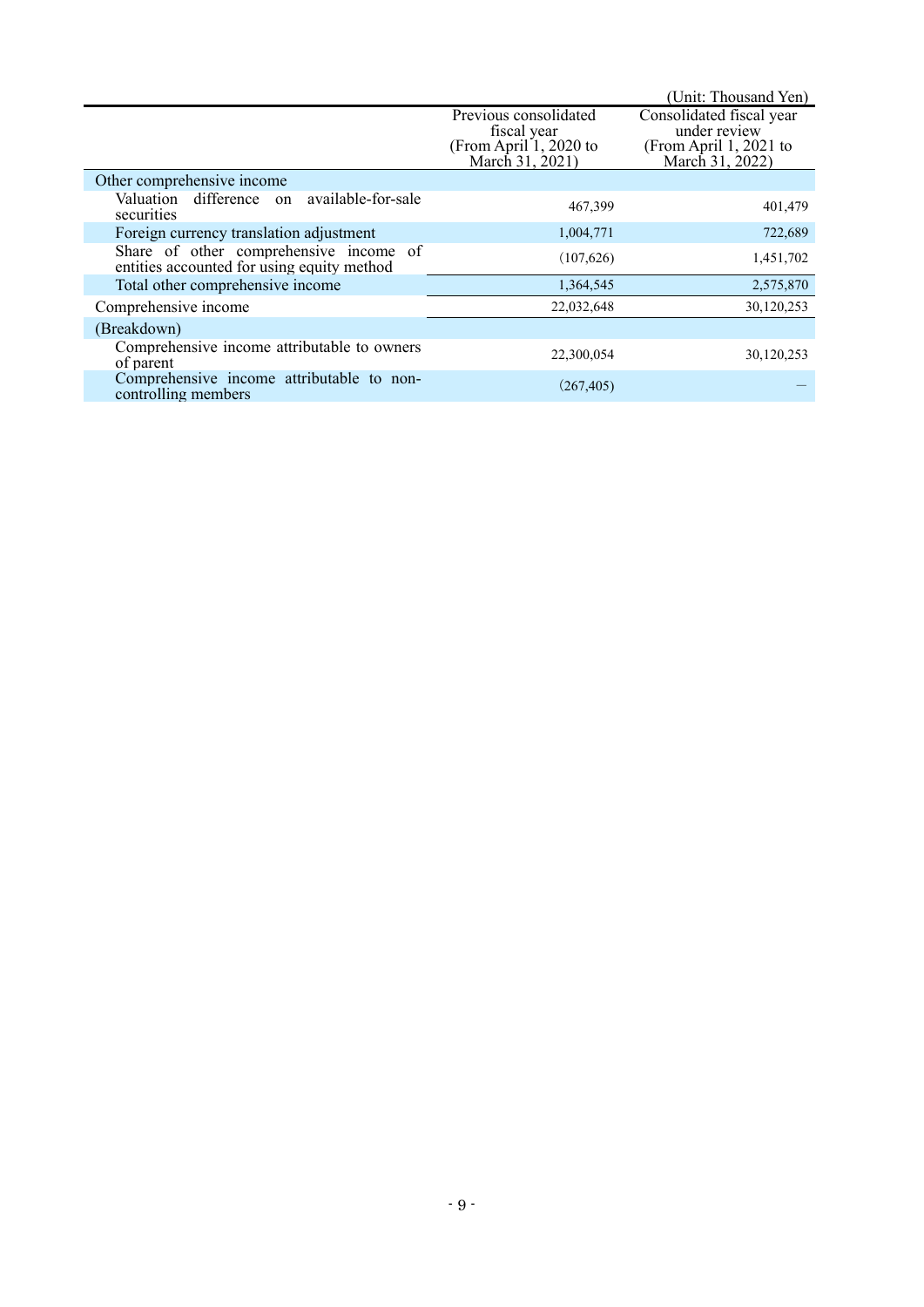(Unit: Thousand Yen)

| | Previous consolidated fiscal year (From April 1, 2020 to March 31, 2021) | Consolidated fiscal year under review (From April 1, 2021 to March 31, 2022) |
|---|---|---|
| Other comprehensive income | | |
| Valuation difference on available-for-sale securities | 467,399 | 401,479 |
| Foreign currency translation adjustment | 1,004,771 | 722,689 |
| Share of other comprehensive income of entities accounted for using equity method | (107,626) | 1,451,702 |
| Total other comprehensive income | 1,364,545 | 2,575,870 |
| Comprehensive income | 22,032,648 | 30,120,253 |
| (Breakdown) | | |
| Comprehensive income attributable to owners of parent | 22,300,054 | 30,120,253 |
| Comprehensive income attributable to non-controlling members | (267,405) | — |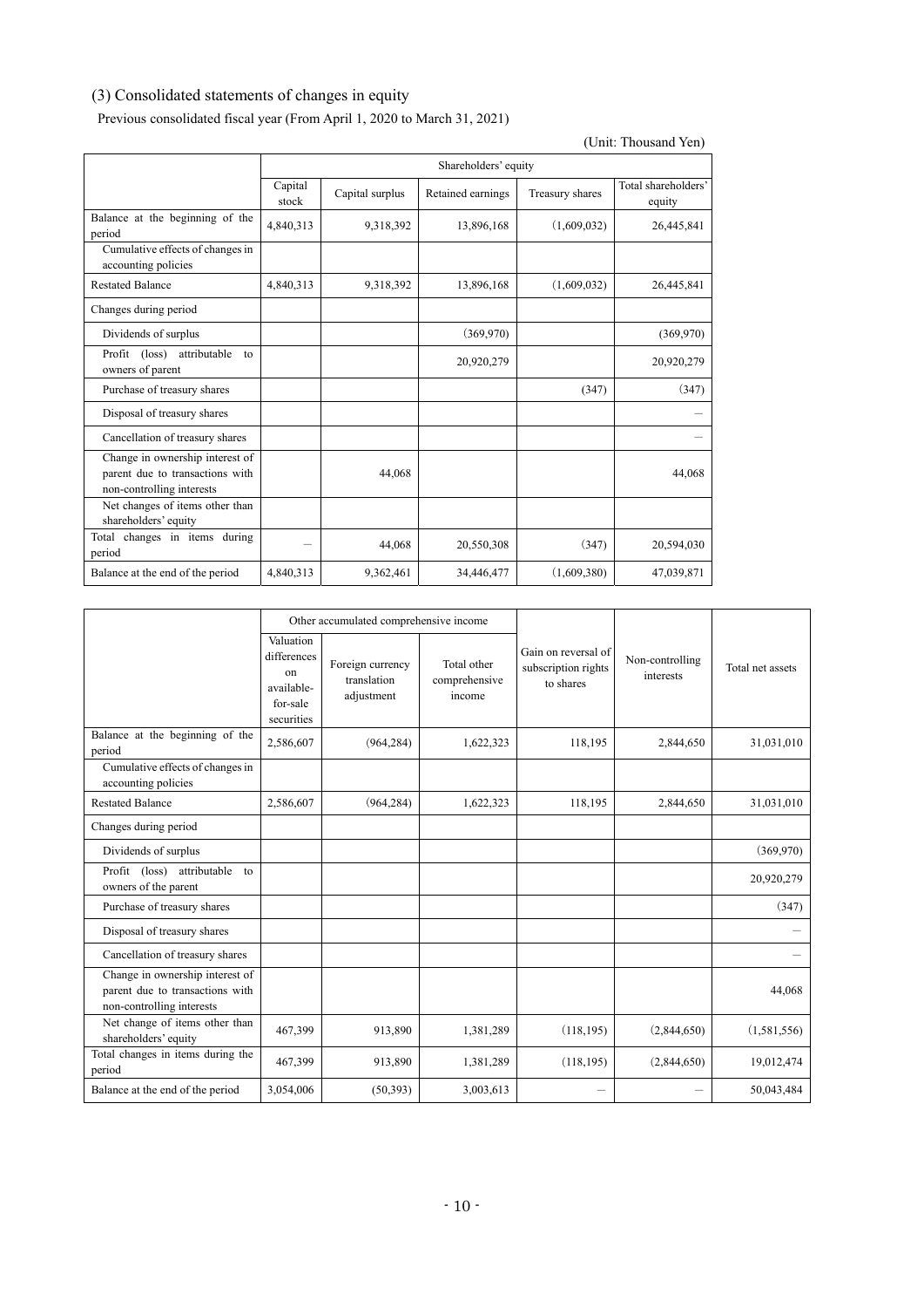### (3) Consolidated statements of changes in equity

Previous consolidated fiscal year (From April 1, 2020 to March 31, 2021)

(Unit: Thousand Yen)

| | Shareholders' equity | | | | |
|---|---|---|---|---|---|
| | Capital stock | Capital surplus | Retained earnings | Treasury shares | Total shareholders' equity |
| Balance at the beginning of the period | 4,840,313 | 9,318,392 | 13,896,168 | (1,609,032) | 26,445,841 |
| Cumulative effects of changes in accounting policies | | | | | |
| Restated Balance | 4,840,313 | 9,318,392 | 13,896,168 | (1,609,032) | 26,445,841 |
| Changes during period | | | | | |
| Dividends of surplus | | | (369,970) | | (369,970) |
| Profit (loss) attributable to owners of parent | | | 20,920,279 | | 20,920,279 |
| Purchase of treasury shares | | | | (347) | (347) |
| Disposal of treasury shares | | | | | – |
| Cancellation of treasury shares | | | | | – |
| Change in ownership interest of parent due to transactions with non-controlling interests | | 44,068 | | | 44,068 |
| Net changes of items other than shareholders' equity | | | | | |
| Total changes in items during period | – | 44,068 | 20,550,308 | (347) | 20,594,030 |
| Balance at the end of the period | 4,840,313 | 9,362,461 | 34,446,477 | (1,609,380) | 47,039,871 |

| | Other accumulated comprehensive income | | | Gain on reversal of subscription rights to shares | Non-controlling interests | Total net assets |
|---|---|---|---|---|---|---|
| | Valuation differences on available-for-sale securities | Foreign currency translation adjustment | Total other comprehensive income | | | |
| Balance at the beginning of the period | 2,586,607 | (964,284) | 1,622,323 | 118,195 | 2,844,650 | 31,031,010 |
| Cumulative effects of changes in accounting policies | | | | | | |
| Restated Balance | 2,586,607 | (964,284) | 1,622,323 | 118,195 | 2,844,650 | 31,031,010 |
| Changes during period | | | | | | |
| Dividends of surplus | | | | | | (369,970) |
| Profit (loss) attributable to owners of the parent | | | | | | 20,920,279 |
| Purchase of treasury shares | | | | | | (347) |
| Disposal of treasury shares | | | | | | – |
| Cancellation of treasury shares | | | | | | – |
| Change in ownership interest of parent due to transactions with non-controlling interests | | | | | | 44,068 |
| Net change of items other than shareholders' equity | 467,399 | 913,890 | 1,381,289 | (118,195) | (2,844,650) | (1,581,556) |
| Total changes in items during the period | 467,399 | 913,890 | 1,381,289 | (118,195) | (2,844,650) | 19,012,474 |
| Balance at the end of the period | 3,054,006 | (50,393) | 3,003,613 | – | – | 50,043,484 |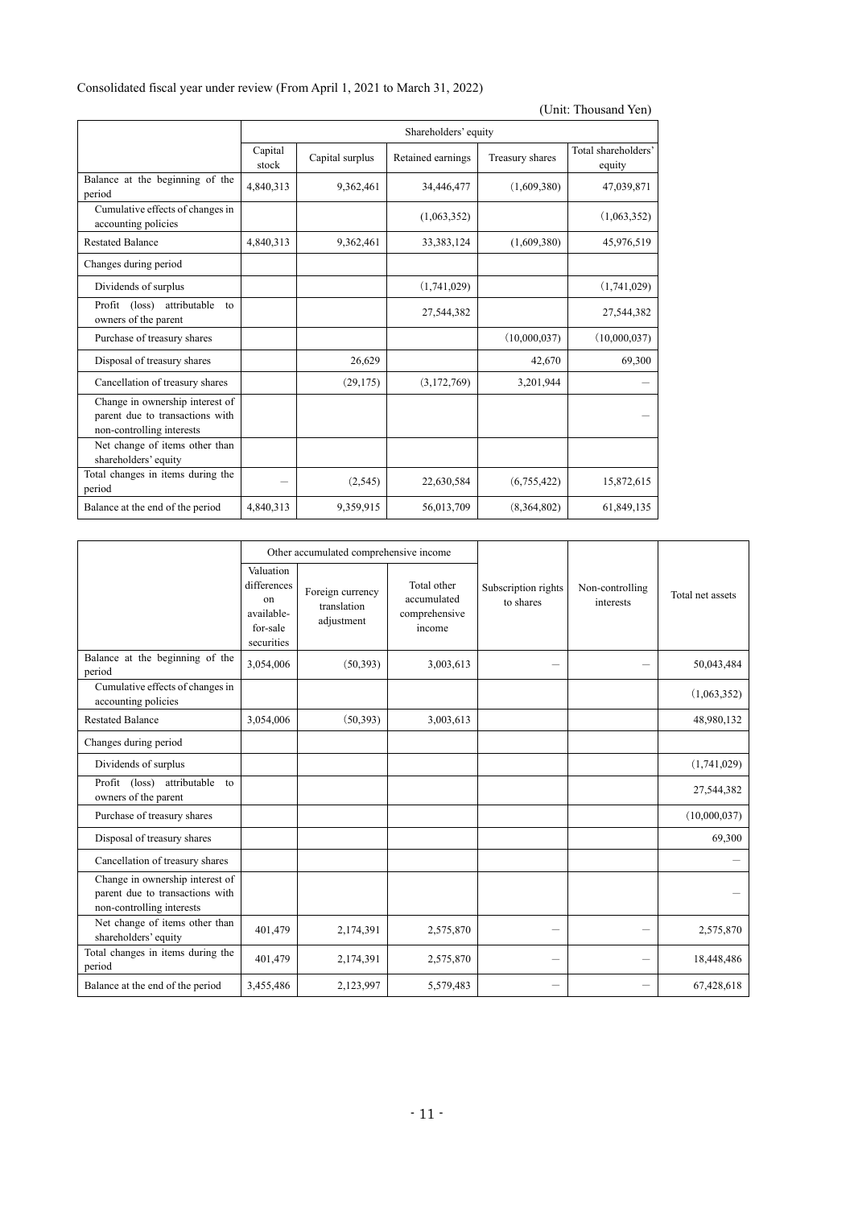Consolidated fiscal year under review (From April 1, 2021 to March 31, 2022)

(Unit: Thousand Yen)

| | Shareholders' equity | | | | |
|---|---|---|---|---|---|
| | Capital stock | Capital surplus | Retained earnings | Treasury shares | Total shareholders' equity |
| Balance at the beginning of the period | 4,840,313 | 9,362,461 | 34,446,477 | (1,609,380) | 47,039,871 |
| Cumulative effects of changes in accounting policies | | | (1,063,352) | | (1,063,352) |
| Restated Balance | 4,840,313 | 9,362,461 | 33,383,124 | (1,609,380) | 45,976,519 |
| Changes during period | | | | | |
| Dividends of surplus | | | (1,741,029) | | (1,741,029) |
| Profit (loss) attributable to owners of the parent | | | 27,544,382 | | 27,544,382 |
| Purchase of treasury shares | | | | (10,000,037) | (10,000,037) |
| Disposal of treasury shares | | 26,629 | | 42,670 | 69,300 |
| Cancellation of treasury shares | | (29,175) | (3,172,769) | 3,201,944 | — |
| Change in ownership interest of parent due to transactions with non-controlling interests | | | | | — |
| Net change of items other than shareholders' equity | | | | | |
| Total changes in items during the period | — | (2,545) | 22,630,584 | (6,755,422) | 15,872,615 |
| Balance at the end of the period | 4,840,313 | 9,359,915 | 56,013,709 | (8,364,802) | 61,849,135 |

| | Other accumulated comprehensive income | | | Subscription rights to shares | Non-controlling interests | Total net assets |
|---|---|---|---|---|---|---|
| | Valuation differences on available-for-sale securities | Foreign currency translation adjustment | Total other accumulated comprehensive income | | | |
| Balance at the beginning of the period | 3,054,006 | (50,393) | 3,003,613 | — | — | 50,043,484 |
| Cumulative effects of changes in accounting policies | | | | | | (1,063,352) |
| Restated Balance | 3,054,006 | (50,393) | 3,003,613 | | | 48,980,132 |
| Changes during period | | | | | | |
| Dividends of surplus | | | | | | (1,741,029) |
| Profit (loss) attributable to owners of the parent | | | | | | 27,544,382 |
| Purchase of treasury shares | | | | | | (10,000,037) |
| Disposal of treasury shares | | | | | | 69,300 |
| Cancellation of treasury shares | | | | | | — |
| Change in ownership interest of parent due to transactions with non-controlling interests | | | | | | — |
| Net change of items other than shareholders' equity | 401,479 | 2,174,391 | 2,575,870 | — | — | 2,575,870 |
| Total changes in items during the period | 401,479 | 2,174,391 | 2,575,870 | — | — | 18,448,486 |
| Balance at the end of the period | 3,455,486 | 2,123,997 | 5,579,483 | — | — | 67,428,618 |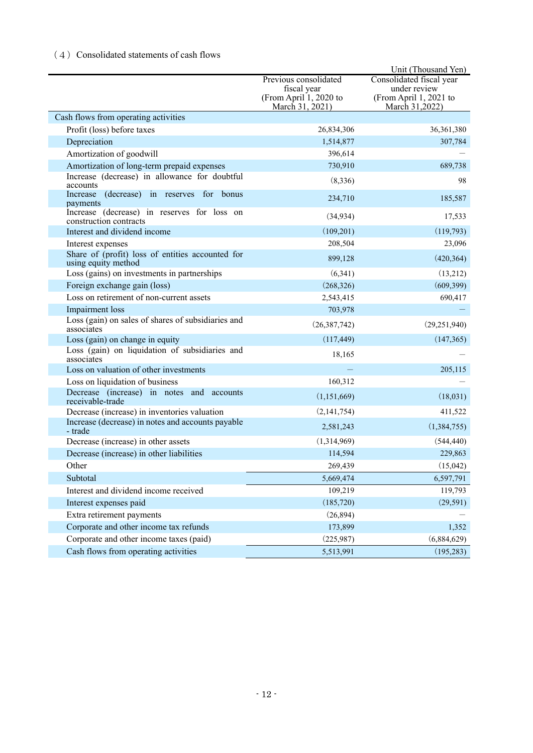（4）Consolidated statements of cash flows

Unit (Thousand Yen)

| | Previous consolidated fiscal year (From April 1, 2020 to March 31, 2021) | Consolidated fiscal year under review (From April 1, 2021 to March 31,2022) |
|---|---|---|
| Cash flows from operating activities | | |
| Profit (loss) before taxes | 26,834,306 | 36,361,380 |
| Depreciation | 1,514,877 | 307,784 |
| Amortization of goodwill | 396,614 | — |
| Amortization of long-term prepaid expenses | 730,910 | 689,738 |
| Increase (decrease) in allowance for doubtful accounts | (8,336) | 98 |
| Increase (decrease) in reserves for bonus payments | 234,710 | 185,587 |
| Increase (decrease) in reserves for loss on construction contracts | (34,934) | 17,533 |
| Interest and dividend income | (109,201) | (119,793) |
| Interest expenses | 208,504 | 23,096 |
| Share of (profit) loss of entities accounted for using equity method | 899,128 | (420,364) |
| Loss (gains) on investments in partnerships | (6,341) | (13,212) |
| Foreign exchange gain (loss) | (268,326) | (609,399) |
| Loss on retirement of non-current assets | 2,543,415 | 690,417 |
| Impairment loss | 703,978 | — |
| Loss (gain) on sales of shares of subsidiaries and associates | (26,387,742) | (29,251,940) |
| Loss (gain) on change in equity | (117,449) | (147,365) |
| Loss (gain) on liquidation of subsidiaries and associates | 18,165 | — |
| Loss on valuation of other investments | — | 205,115 |
| Loss on liquidation of business | 160,312 | — |
| Decrease (increase) in notes and accounts receivable-trade | (1,151,669) | (18,031) |
| Decrease (increase) in inventories valuation | (2,141,754) | 411,522 |
| Increase (decrease) in notes and accounts payable - trade | 2,581,243 | (1,384,755) |
| Decrease (increase) in other assets | (1,314,969) | (544,440) |
| Decrease (increase) in other liabilities | 114,594 | 229,863 |
| Other | 269,439 | (15,042) |
| Subtotal | 5,669,474 | 6,597,791 |
| Interest and dividend income received | 109,219 | 119,793 |
| Interest expenses paid | (185,720) | (29,591) |
| Extra retirement payments | (26,894) | — |
| Corporate and other income tax refunds | 173,899 | 1,352 |
| Corporate and other income taxes (paid) | (225,987) | (6,884,629) |
| Cash flows from operating activities | 5,513,991 | (195,283) |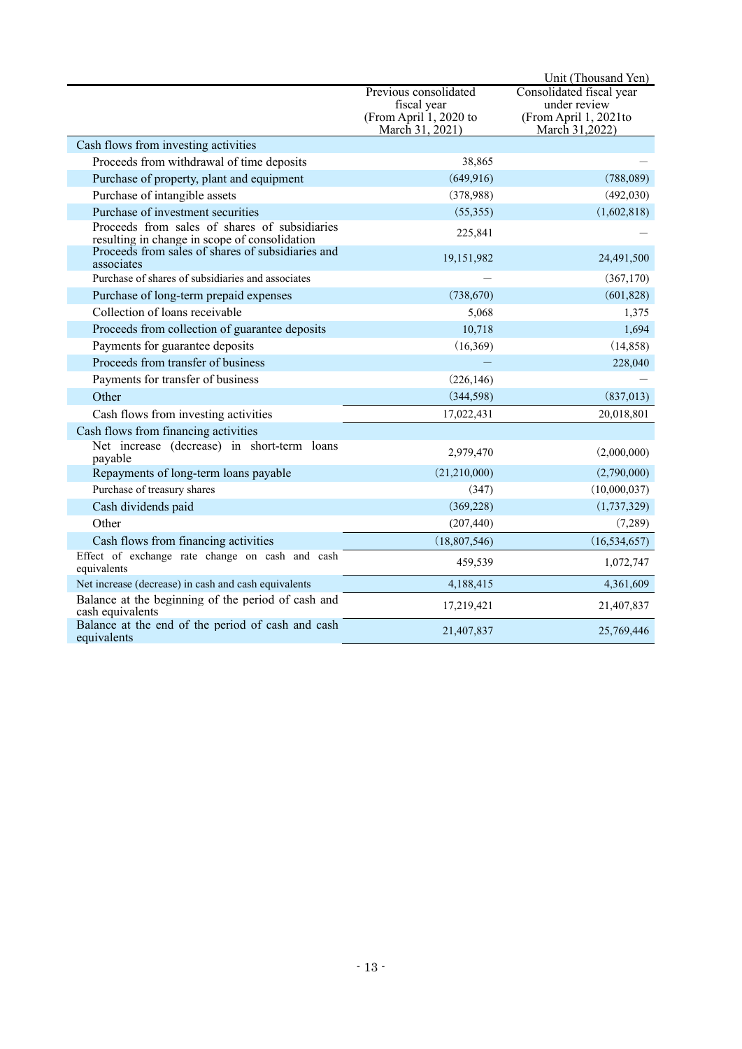Unit (Thousand Yen)

| | Previous consolidated fiscal year (From April 1, 2020 to March 31, 2021) | Consolidated fiscal year under review (From April 1, 2021to March 31,2022) |
|---|---|---|
| Cash flows from investing activities | | |
| Proceeds from withdrawal of time deposits | 38,865 | — |
| Purchase of property, plant and equipment | (649,916) | (788,089) |
| Purchase of intangible assets | (378,988) | (492,030) |
| Purchase of investment securities | (55,355) | (1,602,818) |
| Proceeds from sales of shares of subsidiaries resulting in change in scope of consolidation | 225,841 | — |
| Proceeds from sales of shares of subsidiaries and associates | 19,151,982 | 24,491,500 |
| Purchase of shares of subsidiaries and associates | — | (367,170) |
| Purchase of long-term prepaid expenses | (738,670) | (601,828) |
| Collection of loans receivable | 5,068 | 1,375 |
| Proceeds from collection of guarantee deposits | 10,718 | 1,694 |
| Payments for guarantee deposits | (16,369) | (14,858) |
| Proceeds from transfer of business | — | 228,040 |
| Payments for transfer of business | (226,146) | — |
| Other | (344,598) | (837,013) |
| Cash flows from investing activities | 17,022,431 | 20,018,801 |
| Cash flows from financing activities | | |
| Net increase (decrease) in short-term loans payable | 2,979,470 | (2,000,000) |
| Repayments of long-term loans payable | (21,210,000) | (2,790,000) |
| Purchase of treasury shares | (347) | (10,000,037) |
| Cash dividends paid | (369,228) | (1,737,329) |
| Other | (207,440) | (7,289) |
| Cash flows from financing activities | (18,807,546) | (16,534,657) |
| Effect of exchange rate change on cash and cash equivalents | 459,539 | 1,072,747 |
| Net increase (decrease) in cash and cash equivalents | 4,188,415 | 4,361,609 |
| Balance at the beginning of the period of cash and cash equivalents | 17,219,421 | 21,407,837 |
| Balance at the end of the period of cash and cash equivalents | 21,407,837 | 25,769,446 |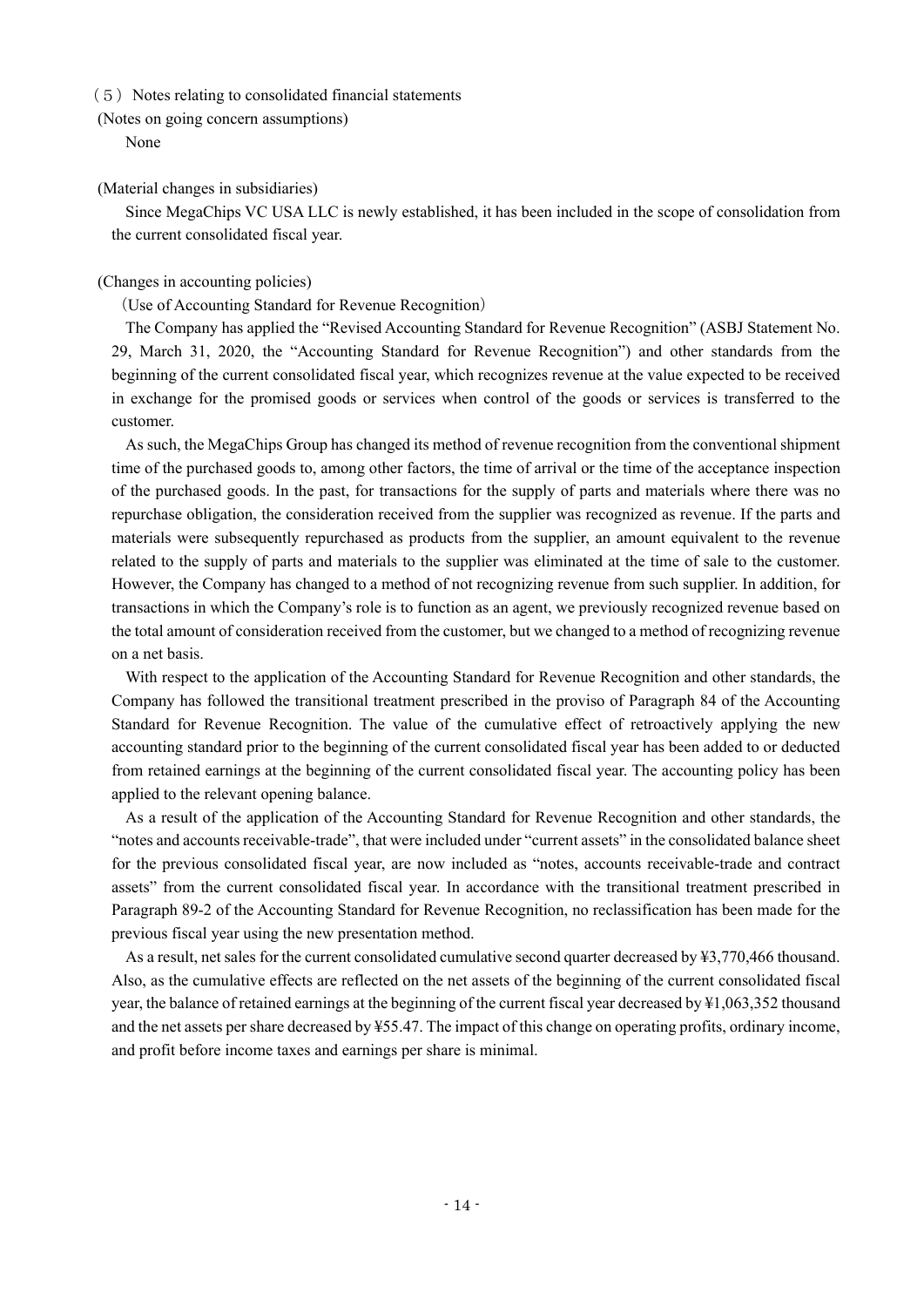## （５）Notes relating to consolidated financial statements

### (Notes on going concern assumptions)

None

### (Material changes in subsidiaries)

Since MegaChips VC USA LLC is newly established, it has been included in the scope of consolidation from the current consolidated fiscal year.

### (Changes in accounting policies)

（Use of Accounting Standard for Revenue Recognition）

The Company has applied the "Revised Accounting Standard for Revenue Recognition" (ASBJ Statement No. 29, March 31, 2020, the "Accounting Standard for Revenue Recognition") and other standards from the beginning of the current consolidated fiscal year, which recognizes revenue at the value expected to be received in exchange for the promised goods or services when control of the goods or services is transferred to the customer.

As such, the MegaChips Group has changed its method of revenue recognition from the conventional shipment time of the purchased goods to, among other factors, the time of arrival or the time of the acceptance inspection of the purchased goods. In the past, for transactions for the supply of parts and materials where there was no repurchase obligation, the consideration received from the supplier was recognized as revenue. If the parts and materials were subsequently repurchased as products from the supplier, an amount equivalent to the revenue related to the supply of parts and materials to the supplier was eliminated at the time of sale to the customer. However, the Company has changed to a method of not recognizing revenue from such supplier. In addition, for transactions in which the Company's role is to function as an agent, we previously recognized revenue based on the total amount of consideration received from the customer, but we changed to a method of recognizing revenue on a net basis.

With respect to the application of the Accounting Standard for Revenue Recognition and other standards, the Company has followed the transitional treatment prescribed in the proviso of Paragraph 84 of the Accounting Standard for Revenue Recognition. The value of the cumulative effect of retroactively applying the new accounting standard prior to the beginning of the current consolidated fiscal year has been added to or deducted from retained earnings at the beginning of the current consolidated fiscal year. The accounting policy has been applied to the relevant opening balance.

As a result of the application of the Accounting Standard for Revenue Recognition and other standards, the "notes and accounts receivable-trade", that were included under "current assets" in the consolidated balance sheet for the previous consolidated fiscal year, are now included as "notes, accounts receivable-trade and contract assets" from the current consolidated fiscal year. In accordance with the transitional treatment prescribed in Paragraph 89-2 of the Accounting Standard for Revenue Recognition, no reclassification has been made for the previous fiscal year using the new presentation method.

As a result, net sales for the current consolidated cumulative second quarter decreased by ¥3,770,466 thousand. Also, as the cumulative effects are reflected on the net assets of the beginning of the current consolidated fiscal year, the balance of retained earnings at the beginning of the current fiscal year decreased by ¥1,063,352 thousand and the net assets per share decreased by ¥55.47. The impact of this change on operating profits, ordinary income, and profit before income taxes and earnings per share is minimal.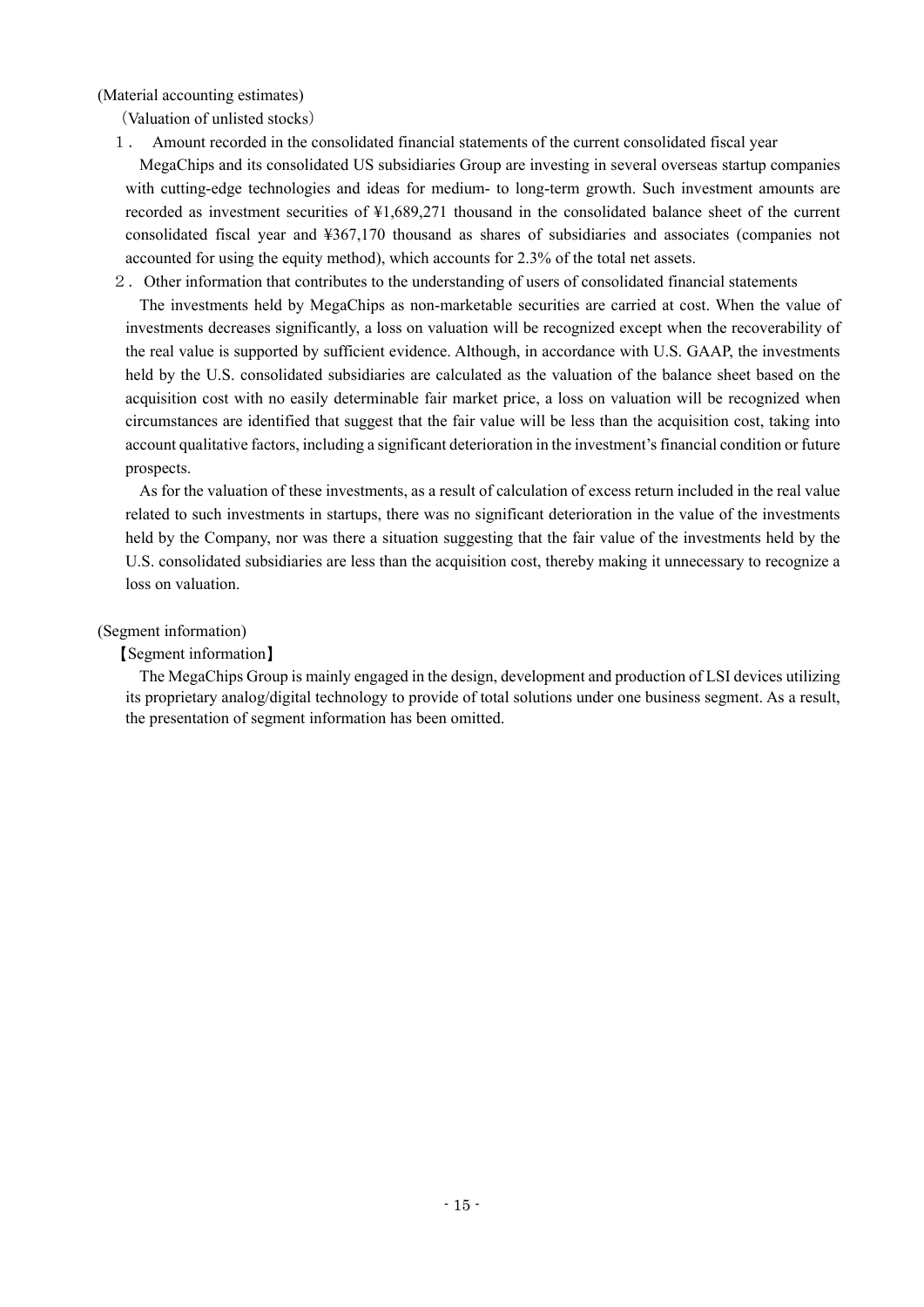(Material accounting estimates)

（Valuation of unlisted stocks）

１． Amount recorded in the consolidated financial statements of the current consolidated fiscal year

MegaChips and its consolidated US subsidiaries Group are investing in several overseas startup companies with cutting-edge technologies and ideas for medium- to long-term growth. Such investment amounts are recorded as investment securities of ¥1,689,271 thousand in the consolidated balance sheet of the current consolidated fiscal year and ¥367,170 thousand as shares of subsidiaries and associates (companies not accounted for using the equity method), which accounts for 2.3% of the total net assets.

２．Other information that contributes to the understanding of users of consolidated financial statements

The investments held by MegaChips as non-marketable securities are carried at cost. When the value of investments decreases significantly, a loss on valuation will be recognized except when the recoverability of the real value is supported by sufficient evidence. Although, in accordance with U.S. GAAP, the investments held by the U.S. consolidated subsidiaries are calculated as the valuation of the balance sheet based on the acquisition cost with no easily determinable fair market price, a loss on valuation will be recognized when circumstances are identified that suggest that the fair value will be less than the acquisition cost, taking into account qualitative factors, including a significant deterioration in the investment's financial condition or future prospects.

As for the valuation of these investments, as a result of calculation of excess return included in the real value related to such investments in startups, there was no significant deterioration in the value of the investments held by the Company, nor was there a situation suggesting that the fair value of the investments held by the U.S. consolidated subsidiaries are less than the acquisition cost, thereby making it unnecessary to recognize a loss on valuation.

(Segment information)

【Segment information】

The MegaChips Group is mainly engaged in the design, development and production of LSI devices utilizing its proprietary analog/digital technology to provide of total solutions under one business segment. As a result, the presentation of segment information has been omitted.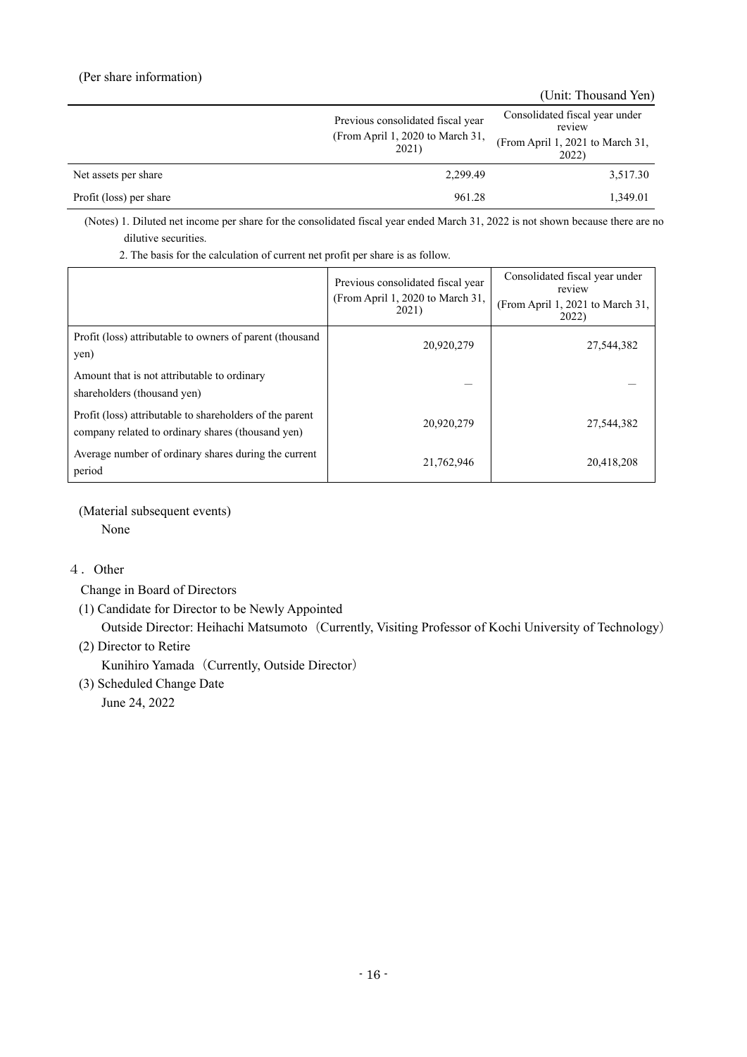(Per share information)

(Unit: Thousand Yen)

| | Previous consolidated fiscal year (From April 1, 2020 to March 31, 2021) | Consolidated fiscal year under review (From April 1, 2021 to March 31, 2022) |
|---|---|---|
| Net assets per share | 2,299.49 | 3,517.30 |
| Profit (loss) per share | 961.28 | 1,349.01 |

(Notes) 1. Diluted net income per share for the consolidated fiscal year ended March 31, 2022 is not shown because there are no dilutive securities.

2. The basis for the calculation of current net profit per share is as follow.

| | Previous consolidated fiscal year (From April 1, 2020 to March 31, 2021) | Consolidated fiscal year under review (From April 1, 2021 to March 31, 2022) |
|---|---|---|
| Profit (loss) attributable to owners of parent (thousand yen) | 20,920,279 | 27,544,382 |
| Amount that is not attributable to ordinary shareholders (thousand yen) | — | — |
| Profit (loss) attributable to shareholders of the parent company related to ordinary shares (thousand yen) | 20,920,279 | 27,544,382 |
| Average number of ordinary shares during the current period | 21,762,946 | 20,418,208 |

(Material subsequent events)

None

## ４. Other

Change in Board of Directors

(1) Candidate for Director to be Newly Appointed

Outside Director: Heihachi Matsumoto（Currently, Visiting Professor of Kochi University of Technology）

(2) Director to Retire

Kunihiro Yamada（Currently, Outside Director）

(3) Scheduled Change Date

June 24, 2022